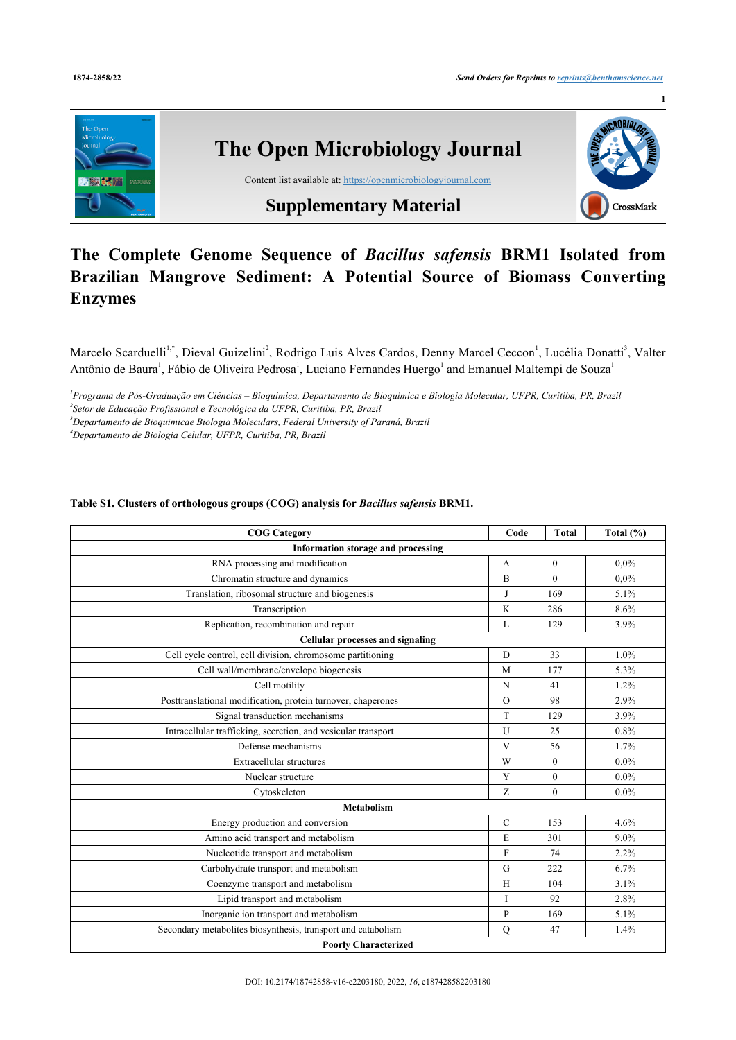# The Open Microbiology Journal

Content list available at: https://openmicrobiologyjournal.com

## Supplementary Material

# The Complete Genome Sequence of *Bacillus safensis* BRM1 Isolated from Brazilian Mangrove Sediment: A Potential Source of Biomass Converting Enzymes

Marcelo Scarduelli[1,*], Dieval Guizelini[2], Rodrigo Luis Alves Cardos, Denny Marcel Ceccon[1], Lucélia Donatti[3], Valter Antônio de Baura[1], Fábio de Oliveira Pedrosa[1], Luciano Fernandes Huergo[1] and Emanuel Maltempi de Souza[1]

[1]*Programa de Pós-Graduação em Ciências – Bioquímica, Departamento de Bioquímica e Biologia Molecular, UFPR, Curitiba, PR, Brazil*
[2]*Setor de Educação Profissional e Tecnológica da UFPR, Curitiba, PR, Brazil*
[3]*Departamento de Bioquimicae Biologia Moleculars, Federal University of Paraná, Brazil*
[4]*Departamento de Biologia Celular, UFPR, Curitiba, PR, Brazil*

**Table S1. Clusters of orthologous groups (COG) analysis for *Bacillus safensis* BRM1.**

| COG Category | Code | Total | Total (%) |
|---|---|---|---|
| **Information storage and processing** | | | |
| RNA processing and modification | A | 0 | 0,0% |
| Chromatin structure and dynamics | B | 0 | 0,0% |
| Translation, ribosomal structure and biogenesis | J | 169 | 5.1% |
| Transcription | K | 286 | 8.6% |
| Replication, recombination and repair | L | 129 | 3.9% |
| **Cellular processes and signaling** | | | |
| Cell cycle control, cell division, chromosome partitioning | D | 33 | 1.0% |
| Cell wall/membrane/envelope biogenesis | M | 177 | 5.3% |
| Cell motility | N | 41 | 1.2% |
| Posttranslational modification, protein turnover, chaperones | O | 98 | 2.9% |
| Signal transduction mechanisms | T | 129 | 3.9% |
| Intracellular trafficking, secretion, and vesicular transport | U | 25 | 0.8% |
| Defense mechanisms | V | 56 | 1.7% |
| Extracellular structures | W | 0 | 0.0% |
| Nuclear structure | Y | 0 | 0.0% |
| Cytoskeleton | Z | 0 | 0.0% |
| **Metabolism** | | | |
| Energy production and conversion | C | 153 | 4.6% |
| Amino acid transport and metabolism | E | 301 | 9.0% |
| Nucleotide transport and metabolism | F | 74 | 2.2% |
| Carbohydrate transport and metabolism | G | 222 | 6.7% |
| Coenzyme transport and metabolism | H | 104 | 3.1% |
| Lipid transport and metabolism | I | 92 | 2.8% |
| Inorganic ion transport and metabolism | P | 169 | 5.1% |
| Secondary metabolites biosynthesis, transport and catabolism | Q | 47 | 1.4% |
| **Poorly Characterized** | | | |

DOI: 10.2174/18742858-v16-e2203180, 2022, *16*, e187428582203180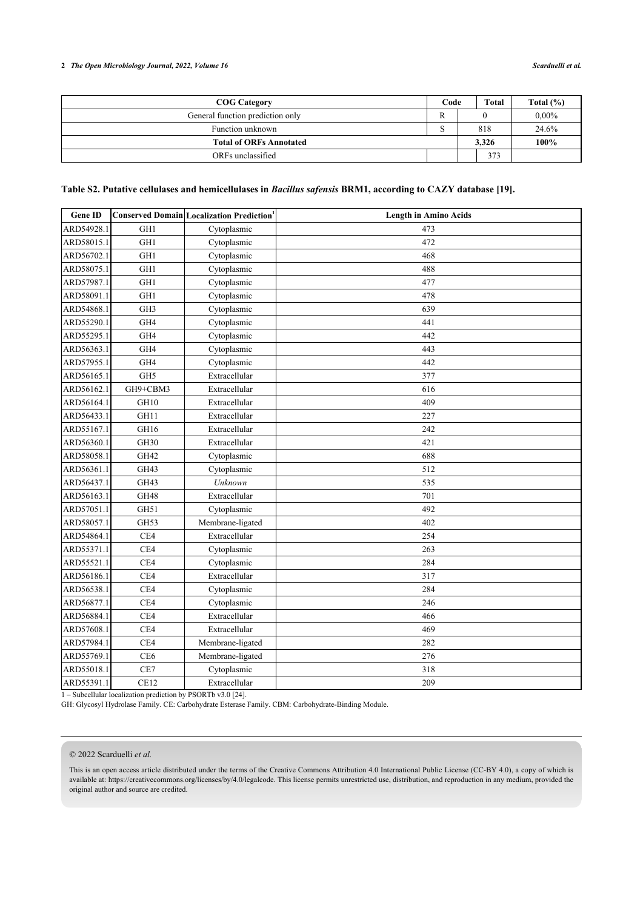| COG Category | Code | Total | Total (%) |
|---|---|---|---|
| General function prediction only | R | 0 | 0,00% |
| Function unknown | S | 818 | 24.6% |
| **Total of ORFs Annotated** | | **3,326** | **100%** |
| ORFs unclassified | | 373 | |

**Table S2. Putative cellulases and hemicellulases in *Bacillus safensis* BRM1, according to CAZY database [19].**

| Gene ID | Conserved Domain | Localization Prediction[1] | Length in Amino Acids |
|---|---|---|---|
| ARD54928.1 | GH1 | Cytoplasmic | 473 |
| ARD58015.1 | GH1 | Cytoplasmic | 472 |
| ARD56702.1 | GH1 | Cytoplasmic | 468 |
| ARD58075.1 | GH1 | Cytoplasmic | 488 |
| ARD57987.1 | GH1 | Cytoplasmic | 477 |
| ARD58091.1 | GH1 | Cytoplasmic | 478 |
| ARD54868.1 | GH3 | Cytoplasmic | 639 |
| ARD55290.1 | GH4 | Cytoplasmic | 441 |
| ARD55295.1 | GH4 | Cytoplasmic | 442 |
| ARD56363.1 | GH4 | Cytoplasmic | 443 |
| ARD57955.1 | GH4 | Cytoplasmic | 442 |
| ARD56165.1 | GH5 | Extracellular | 377 |
| ARD56162.1 | GH9+CBM3 | Extracellular | 616 |
| ARD56164.1 | GH10 | Extracellular | 409 |
| ARD56433.1 | GH11 | Extracellular | 227 |
| ARD55167.1 | GH16 | Extracellular | 242 |
| ARD56360.1 | GH30 | Extracellular | 421 |
| ARD58058.1 | GH42 | Cytoplasmic | 688 |
| ARD56361.1 | GH43 | Cytoplasmic | 512 |
| ARD56437.1 | GH43 | *Unknown* | 535 |
| ARD56163.1 | GH48 | Extracellular | 701 |
| ARD57051.1 | GH51 | Cytoplasmic | 492 |
| ARD58057.1 | GH53 | Membrane-ligated | 402 |
| ARD54864.1 | CE4 | Extracellular | 254 |
| ARD55371.1 | CE4 | Cytoplasmic | 263 |
| ARD55521.1 | CE4 | Cytoplasmic | 284 |
| ARD56186.1 | CE4 | Extracellular | 317 |
| ARD56538.1 | CE4 | Cytoplasmic | 284 |
| ARD56877.1 | CE4 | Cytoplasmic | 246 |
| ARD56884.1 | CE4 | Extracellular | 466 |
| ARD57608.1 | CE4 | Extracellular | 469 |
| ARD57984.1 | CE4 | Membrane-ligated | 282 |
| ARD55769.1 | CE6 | Membrane-ligated | 276 |
| ARD55018.1 | CE7 | Cytoplasmic | 318 |
| ARD55391.1 | CE12 | Extracellular | 209 |

1 – Subcellular localization prediction by PSORTb v3.0 [24].

GH: Glycosyl Hydrolase Family. CE: Carbohydrate Esterase Family. CBM: Carbohydrate-Binding Module.

© 2022 Scarduelli *et al.*

This is an open access article distributed under the terms of the Creative Commons Attribution 4.0 International Public License (CC-BY 4.0), a copy of which is available at: https://creativecommons.org/licenses/by/4.0/legalcode. This license permits unrestricted use, distribution, and reproduction in any medium, provided the original author and source are credited.